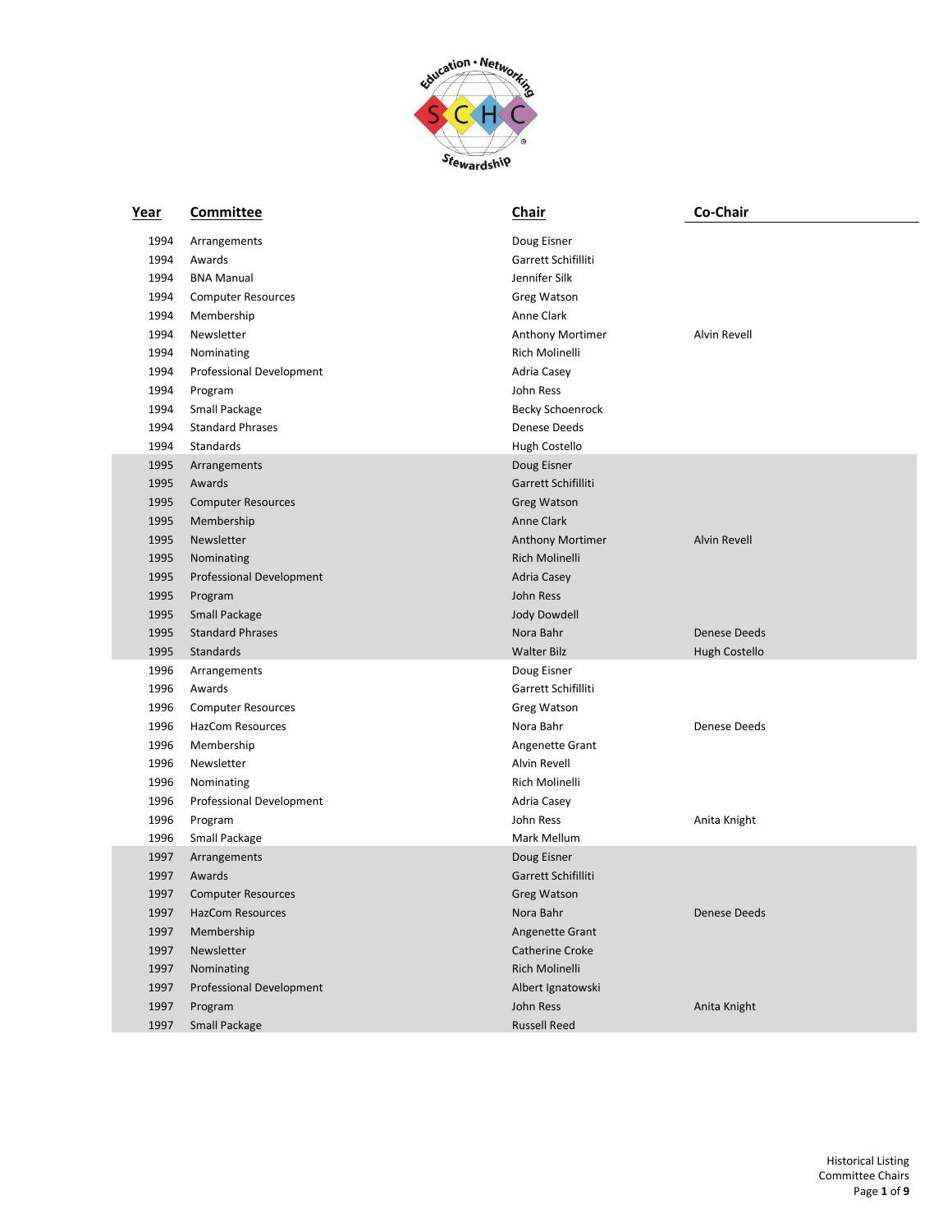| Year | Committee | Chair | Co-Chair |
|---|---|---|---|
| 1994 | Arrangements | Doug Eisner | |
| 1994 | Awards | Garrett Schifilliti | |
| 1994 | BNA Manual | Jennifer Silk | |
| 1994 | Computer Resources | Greg Watson | |
| 1994 | Membership | Anne Clark | |
| 1994 | Newsletter | Anthony Mortimer | Alvin Revell |
| 1994 | Nominating | Rich Molinelli | |
| 1994 | Professional Development | Adria Casey | |
| 1994 | Program | John Ress | |
| 1994 | Small Package | Becky Schoenrock | |
| 1994 | Standard Phrases | Denese Deeds | |
| 1994 | Standards | Hugh Costello | |
| 1995 | Arrangements | Doug Eisner | |
| 1995 | Awards | Garrett Schifilliti | |
| 1995 | Computer Resources | Greg Watson | |
| 1995 | Membership | Anne Clark | |
| 1995 | Newsletter | Anthony Mortimer | Alvin Revell |
| 1995 | Nominating | Rich Molinelli | |
| 1995 | Professional Development | Adria Casey | |
| 1995 | Program | John Ress | |
| 1995 | Small Package | Jody Dowdell | |
| 1995 | Standard Phrases | Nora Bahr | Denese Deeds |
| 1995 | Standards | Walter Bilz | Hugh Costello |
| 1996 | Arrangements | Doug Eisner | |
| 1996 | Awards | Garrett Schifilliti | |
| 1996 | Computer Resources | Greg Watson | |
| 1996 | HazCom Resources | Nora Bahr | Denese Deeds |
| 1996 | Membership | Angenette Grant | |
| 1996 | Newsletter | Alvin Revell | |
| 1996 | Nominating | Rich Molinelli | |
| 1996 | Professional Development | Adria Casey | |
| 1996 | Program | John Ress | Anita Knight |
| 1996 | Small Package | Mark Mellum | |
| 1997 | Arrangements | Doug Eisner | |
| 1997 | Awards | Garrett Schifilliti | |
| 1997 | Computer Resources | Greg Watson | |
| 1997 | HazCom Resources | Nora Bahr | Denese Deeds |
| 1997 | Membership | Angenette Grant | |
| 1997 | Newsletter | Catherine Croke | |
| 1997 | Nominating | Rich Molinelli | |
| 1997 | Professional Development | Albert Ignatowski | |
| 1997 | Program | John Ress | Anita Knight |
| 1997 | Small Package | Russell Reed | |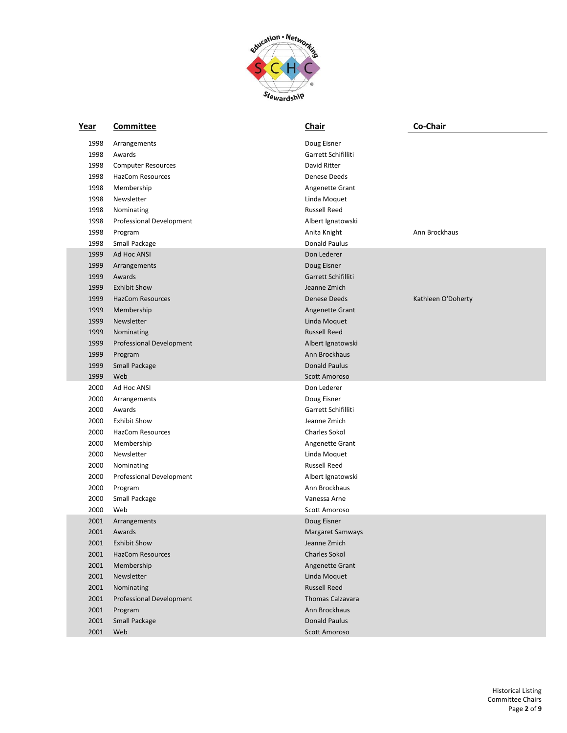| Year | Committee | Chair | Co-Chair |
|---|---|---|---|
| 1998 | Arrangements | Doug Eisner | |
| 1998 | Awards | Garrett Schifilliti | |
| 1998 | Computer Resources | David Ritter | |
| 1998 | HazCom Resources | Denese Deeds | |
| 1998 | Membership | Angenette Grant | |
| 1998 | Newsletter | Linda Moquet | |
| 1998 | Nominating | Russell Reed | |
| 1998 | Professional Development | Albert Ignatowski | |
| 1998 | Program | Anita Knight | Ann Brockhaus |
| 1998 | Small Package | Donald Paulus | |
| 1999 | Ad Hoc ANSI | Don Lederer | |
| 1999 | Arrangements | Doug Eisner | |
| 1999 | Awards | Garrett Schifilliti | |
| 1999 | Exhibit Show | Jeanne Zmich | |
| 1999 | HazCom Resources | Denese Deeds | Kathleen O'Doherty |
| 1999 | Membership | Angenette Grant | |
| 1999 | Newsletter | Linda Moquet | |
| 1999 | Nominating | Russell Reed | |
| 1999 | Professional Development | Albert Ignatowski | |
| 1999 | Program | Ann Brockhaus | |
| 1999 | Small Package | Donald Paulus | |
| 1999 | Web | Scott Amoroso | |
| 2000 | Ad Hoc ANSI | Don Lederer | |
| 2000 | Arrangements | Doug Eisner | |
| 2000 | Awards | Garrett Schifilliti | |
| 2000 | Exhibit Show | Jeanne Zmich | |
| 2000 | HazCom Resources | Charles Sokol | |
| 2000 | Membership | Angenette Grant | |
| 2000 | Newsletter | Linda Moquet | |
| 2000 | Nominating | Russell Reed | |
| 2000 | Professional Development | Albert Ignatowski | |
| 2000 | Program | Ann Brockhaus | |
| 2000 | Small Package | Vanessa Arne | |
| 2000 | Web | Scott Amoroso | |
| 2001 | Arrangements | Doug Eisner | |
| 2001 | Awards | Margaret Samways | |
| 2001 | Exhibit Show | Jeanne Zmich | |
| 2001 | HazCom Resources | Charles Sokol | |
| 2001 | Membership | Angenette Grant | |
| 2001 | Newsletter | Linda Moquet | |
| 2001 | Nominating | Russell Reed | |
| 2001 | Professional Development | Thomas Calzavara | |
| 2001 | Program | Ann Brockhaus | |
| 2001 | Small Package | Donald Paulus | |
| 2001 | Web | Scott Amoroso | |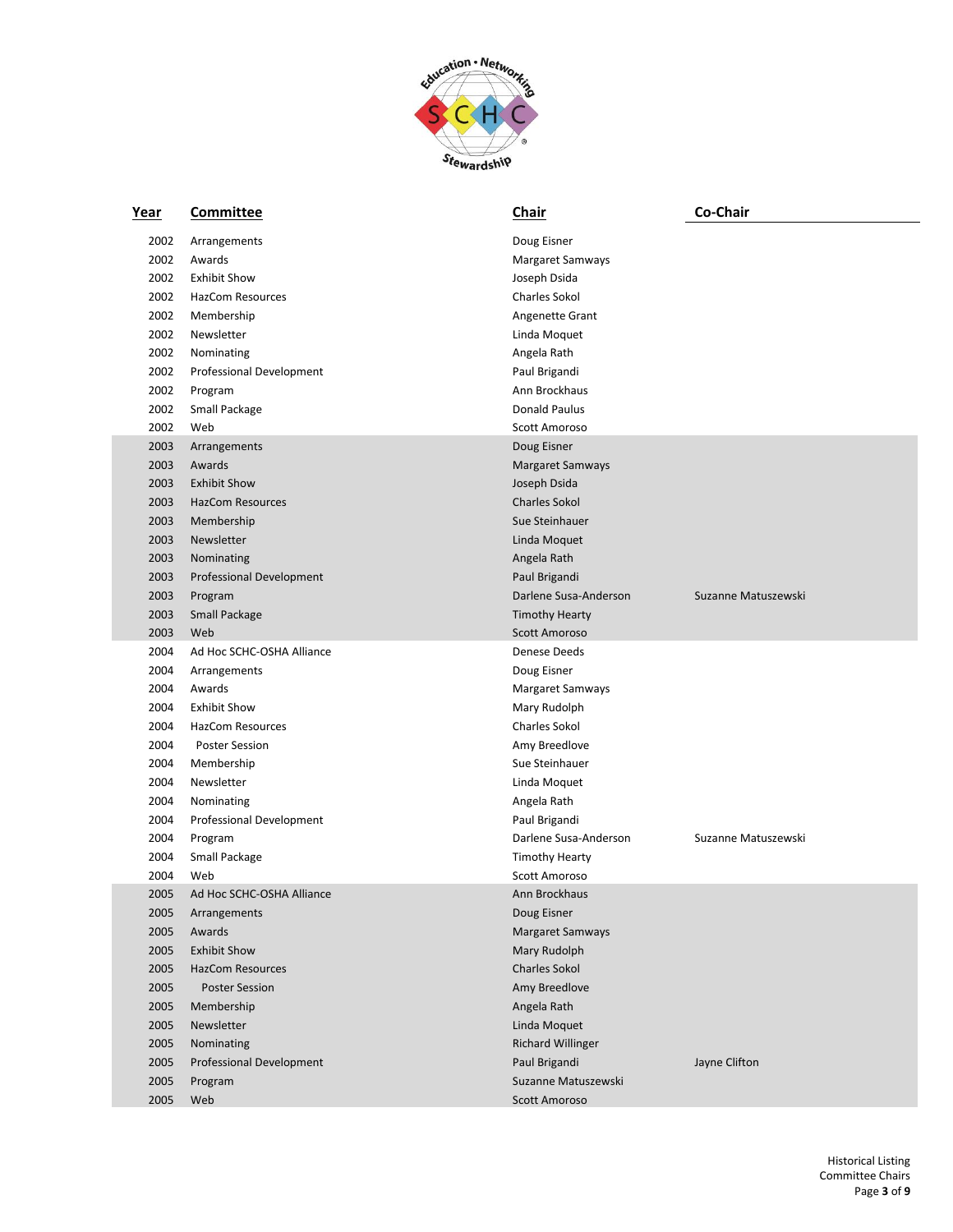| Year | Committee | Chair | Co-Chair |
|---|---|---|---|
| 2002 | Arrangements | Doug Eisner | |
| 2002 | Awards | Margaret Samways | |
| 2002 | Exhibit Show | Joseph Dsida | |
| 2002 | HazCom Resources | Charles Sokol | |
| 2002 | Membership | Angenette Grant | |
| 2002 | Newsletter | Linda Moquet | |
| 2002 | Nominating | Angela Rath | |
| 2002 | Professional Development | Paul Brigandi | |
| 2002 | Program | Ann Brockhaus | |
| 2002 | Small Package | Donald Paulus | |
| 2002 | Web | Scott Amoroso | |
| 2003 | Arrangements | Doug Eisner | |
| 2003 | Awards | Margaret Samways | |
| 2003 | Exhibit Show | Joseph Dsida | |
| 2003 | HazCom Resources | Charles Sokol | |
| 2003 | Membership | Sue Steinhauer | |
| 2003 | Newsletter | Linda Moquet | |
| 2003 | Nominating | Angela Rath | |
| 2003 | Professional Development | Paul Brigandi | |
| 2003 | Program | Darlene Susa-Anderson | Suzanne Matuszewski |
| 2003 | Small Package | Timothy Hearty | |
| 2003 | Web | Scott Amoroso | |
| 2004 | Ad Hoc SCHC-OSHA Alliance | Denese Deeds | |
| 2004 | Arrangements | Doug Eisner | |
| 2004 | Awards | Margaret Samways | |
| 2004 | Exhibit Show | Mary Rudolph | |
| 2004 | HazCom Resources | Charles Sokol | |
| 2004 | Poster Session | Amy Breedlove | |
| 2004 | Membership | Sue Steinhauer | |
| 2004 | Newsletter | Linda Moquet | |
| 2004 | Nominating | Angela Rath | |
| 2004 | Professional Development | Paul Brigandi | |
| 2004 | Program | Darlene Susa-Anderson | Suzanne Matuszewski |
| 2004 | Small Package | Timothy Hearty | |
| 2004 | Web | Scott Amoroso | |
| 2005 | Ad Hoc SCHC-OSHA Alliance | Ann Brockhaus | |
| 2005 | Arrangements | Doug Eisner | |
| 2005 | Awards | Margaret Samways | |
| 2005 | Exhibit Show | Mary Rudolph | |
| 2005 | HazCom Resources | Charles Sokol | |
| 2005 | Poster Session | Amy Breedlove | |
| 2005 | Membership | Angela Rath | |
| 2005 | Newsletter | Linda Moquet | |
| 2005 | Nominating | Richard Willinger | |
| 2005 | Professional Development | Paul Brigandi | Jayne Clifton |
| 2005 | Program | Suzanne Matuszewski | |
| 2005 | Web | Scott Amoroso | |

Historical Listing
Committee Chairs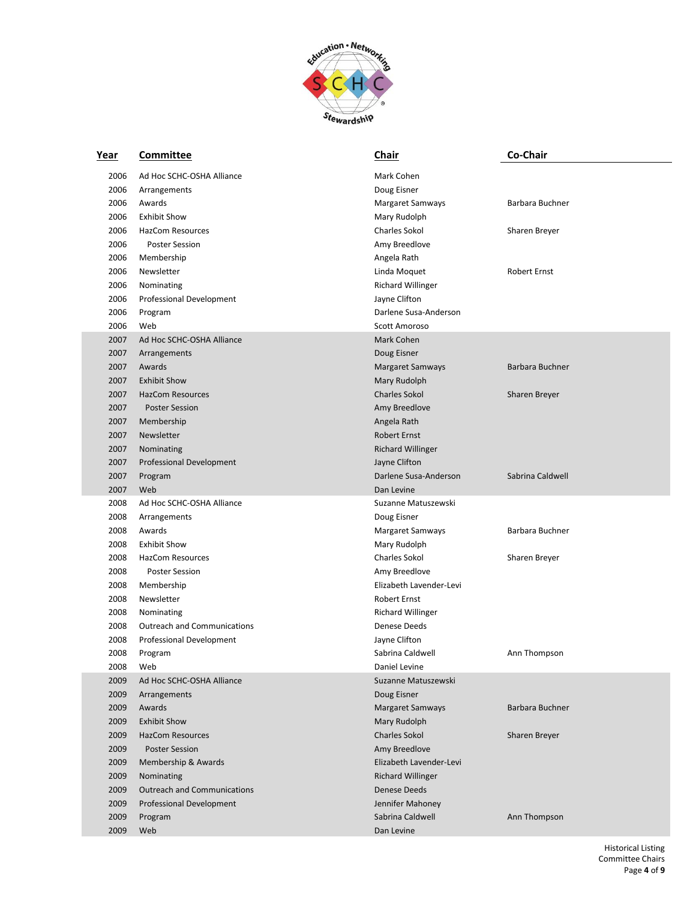| Year | Committee | Chair | Co-Chair |
|---|---|---|---|
| 2006 | Ad Hoc SCHC-OSHA Alliance | Mark Cohen | |
| 2006 | Arrangements | Doug Eisner | |
| 2006 | Awards | Margaret Samways | Barbara Buchner |
| 2006 | Exhibit Show | Mary Rudolph | |
| 2006 | HazCom Resources | Charles Sokol | Sharen Breyer |
| 2006 | Poster Session | Amy Breedlove | |
| 2006 | Membership | Angela Rath | |
| 2006 | Newsletter | Linda Moquet | Robert Ernst |
| 2006 | Nominating | Richard Willinger | |
| 2006 | Professional Development | Jayne Clifton | |
| 2006 | Program | Darlene Susa-Anderson | |
| 2006 | Web | Scott Amoroso | |
| 2007 | Ad Hoc SCHC-OSHA Alliance | Mark Cohen | |
| 2007 | Arrangements | Doug Eisner | |
| 2007 | Awards | Margaret Samways | Barbara Buchner |
| 2007 | Exhibit Show | Mary Rudolph | |
| 2007 | HazCom Resources | Charles Sokol | Sharen Breyer |
| 2007 | Poster Session | Amy Breedlove | |
| 2007 | Membership | Angela Rath | |
| 2007 | Newsletter | Robert Ernst | |
| 2007 | Nominating | Richard Willinger | |
| 2007 | Professional Development | Jayne Clifton | |
| 2007 | Program | Darlene Susa-Anderson | Sabrina Caldwell |
| 2007 | Web | Dan Levine | |
| 2008 | Ad Hoc SCHC-OSHA Alliance | Suzanne Matuszewski | |
| 2008 | Arrangements | Doug Eisner | |
| 2008 | Awards | Margaret Samways | Barbara Buchner |
| 2008 | Exhibit Show | Mary Rudolph | |
| 2008 | HazCom Resources | Charles Sokol | Sharen Breyer |
| 2008 | Poster Session | Amy Breedlove | |
| 2008 | Membership | Elizabeth Lavender-Levi | |
| 2008 | Newsletter | Robert Ernst | |
| 2008 | Nominating | Richard Willinger | |
| 2008 | Outreach and Communications | Denese Deeds | |
| 2008 | Professional Development | Jayne Clifton | |
| 2008 | Program | Sabrina Caldwell | Ann Thompson |
| 2008 | Web | Daniel Levine | |
| 2009 | Ad Hoc SCHC-OSHA Alliance | Suzanne Matuszewski | |
| 2009 | Arrangements | Doug Eisner | |
| 2009 | Awards | Margaret Samways | Barbara Buchner |
| 2009 | Exhibit Show | Mary Rudolph | |
| 2009 | HazCom Resources | Charles Sokol | Sharen Breyer |
| 2009 | Poster Session | Amy Breedlove | |
| 2009 | Membership & Awards | Elizabeth Lavender-Levi | |
| 2009 | Nominating | Richard Willinger | |
| 2009 | Outreach and Communications | Denese Deeds | |
| 2009 | Professional Development | Jennifer Mahoney | |
| 2009 | Program | Sabrina Caldwell | Ann Thompson |
| 2009 | Web | Dan Levine | |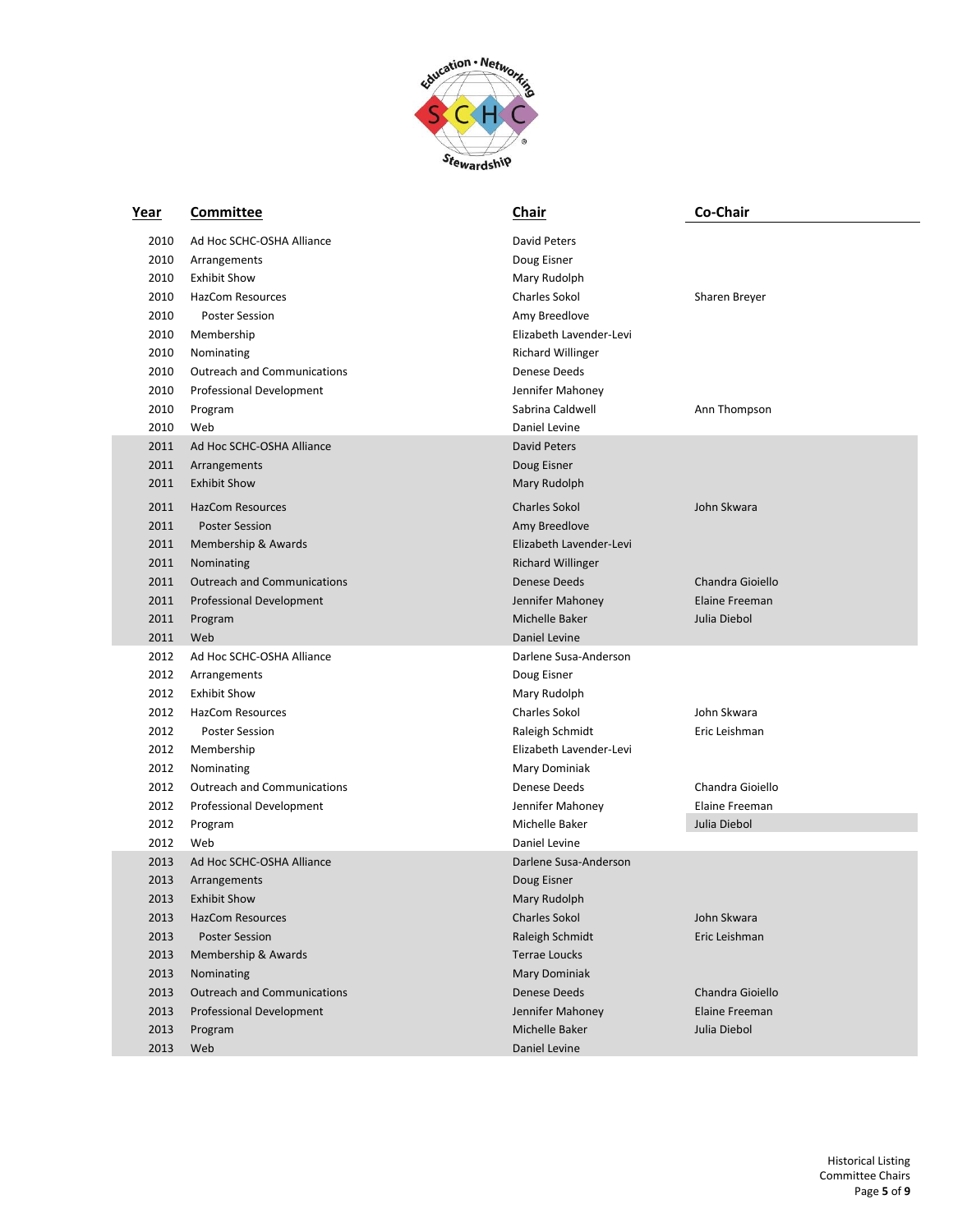| Year | Committee | Chair | Co-Chair |
|---|---|---|---|
| 2010 | Ad Hoc SCHC-OSHA Alliance | David Peters | |
| 2010 | Arrangements | Doug Eisner | |
| 2010 | Exhibit Show | Mary Rudolph | |
| 2010 | HazCom Resources | Charles Sokol | Sharen Breyer |
| 2010 | Poster Session | Amy Breedlove | |
| 2010 | Membership | Elizabeth Lavender-Levi | |
| 2010 | Nominating | Richard Willinger | |
| 2010 | Outreach and Communications | Denese Deeds | |
| 2010 | Professional Development | Jennifer Mahoney | |
| 2010 | Program | Sabrina Caldwell | Ann Thompson |
| 2010 | Web | Daniel Levine | |
| 2011 | Ad Hoc SCHC-OSHA Alliance | David Peters | |
| 2011 | Arrangements | Doug Eisner | |
| 2011 | Exhibit Show | Mary Rudolph | |
| 2011 | HazCom Resources | Charles Sokol | John Skwara |
| 2011 | Poster Session | Amy Breedlove | |
| 2011 | Membership & Awards | Elizabeth Lavender-Levi | |
| 2011 | Nominating | Richard Willinger | |
| 2011 | Outreach and Communications | Denese Deeds | Chandra Gioiello |
| 2011 | Professional Development | Jennifer Mahoney | Elaine Freeman |
| 2011 | Program | Michelle Baker | Julia Diebol |
| 2011 | Web | Daniel Levine | |
| 2012 | Ad Hoc SCHC-OSHA Alliance | Darlene Susa-Anderson | |
| 2012 | Arrangements | Doug Eisner | |
| 2012 | Exhibit Show | Mary Rudolph | |
| 2012 | HazCom Resources | Charles Sokol | John Skwara |
| 2012 | Poster Session | Raleigh Schmidt | Eric Leishman |
| 2012 | Membership | Elizabeth Lavender-Levi | |
| 2012 | Nominating | Mary Dominiak | |
| 2012 | Outreach and Communications | Denese Deeds | Chandra Gioiello |
| 2012 | Professional Development | Jennifer Mahoney | Elaine Freeman |
| 2012 | Program | Michelle Baker | Julia Diebol |
| 2012 | Web | Daniel Levine | |
| 2013 | Ad Hoc SCHC-OSHA Alliance | Darlene Susa-Anderson | |
| 2013 | Arrangements | Doug Eisner | |
| 2013 | Exhibit Show | Mary Rudolph | |
| 2013 | HazCom Resources | Charles Sokol | John Skwara |
| 2013 | Poster Session | Raleigh Schmidt | Eric Leishman |
| 2013 | Membership & Awards | Terrae Loucks | |
| 2013 | Nominating | Mary Dominiak | |
| 2013 | Outreach and Communications | Denese Deeds | Chandra Gioiello |
| 2013 | Professional Development | Jennifer Mahoney | Elaine Freeman |
| 2013 | Program | Michelle Baker | Julia Diebol |
| 2013 | Web | Daniel Levine | |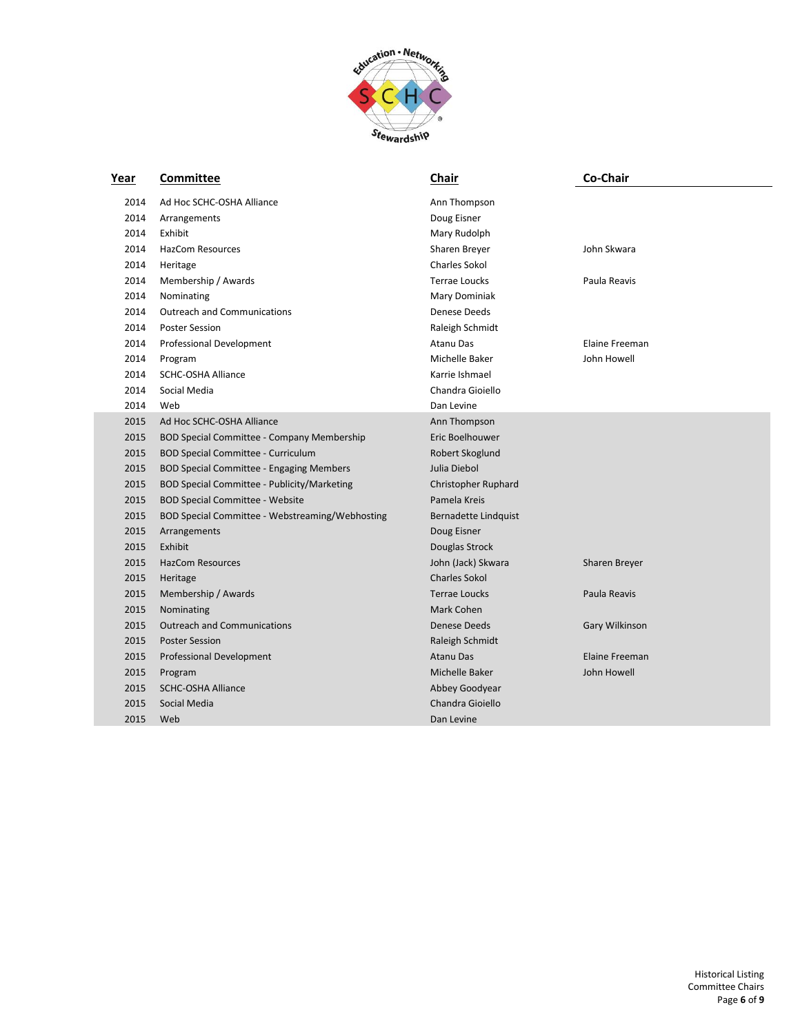| Year | Committee | Chair | Co-Chair |
|---|---|---|---|
| 2014 | Ad Hoc SCHC-OSHA Alliance | Ann Thompson | |
| 2014 | Arrangements | Doug Eisner | |
| 2014 | Exhibit | Mary Rudolph | |
| 2014 | HazCom Resources | Sharen Breyer | John Skwara |
| 2014 | Heritage | Charles Sokol | |
| 2014 | Membership / Awards | Terrae Loucks | Paula Reavis |
| 2014 | Nominating | Mary Dominiak | |
| 2014 | Outreach and Communications | Denese Deeds | |
| 2014 | Poster Session | Raleigh Schmidt | |
| 2014 | Professional Development | Atanu Das | Elaine Freeman |
| 2014 | Program | Michelle Baker | John Howell |
| 2014 | SCHC-OSHA Alliance | Karrie Ishmael | |
| 2014 | Social Media | Chandra Gioiello | |
| 2014 | Web | Dan Levine | |
| 2015 | Ad Hoc SCHC-OSHA Alliance | Ann Thompson | |
| 2015 | BOD Special Committee - Company Membership | Eric Boelhouwer | |
| 2015 | BOD Special Committee - Curriculum | Robert Skoglund | |
| 2015 | BOD Special Committee - Engaging Members | Julia Diebol | |
| 2015 | BOD Special Committee - Publicity/Marketing | Christopher Ruphard | |
| 2015 | BOD Special Committee - Website | Pamela Kreis | |
| 2015 | BOD Special Committee - Webstreaming/Webhosting | Bernadette Lindquist | |
| 2015 | Arrangements | Doug Eisner | |
| 2015 | Exhibit | Douglas Strock | |
| 2015 | HazCom Resources | John (Jack) Skwara | Sharen Breyer |
| 2015 | Heritage | Charles Sokol | |
| 2015 | Membership / Awards | Terrae Loucks | Paula Reavis |
| 2015 | Nominating | Mark Cohen | |
| 2015 | Outreach and Communications | Denese Deeds | Gary Wilkinson |
| 2015 | Poster Session | Raleigh Schmidt | |
| 2015 | Professional Development | Atanu Das | Elaine Freeman |
| 2015 | Program | Michelle Baker | John Howell |
| 2015 | SCHC-OSHA Alliance | Abbey Goodyear | |
| 2015 | Social Media | Chandra Gioiello | |
| 2015 | Web | Dan Levine | |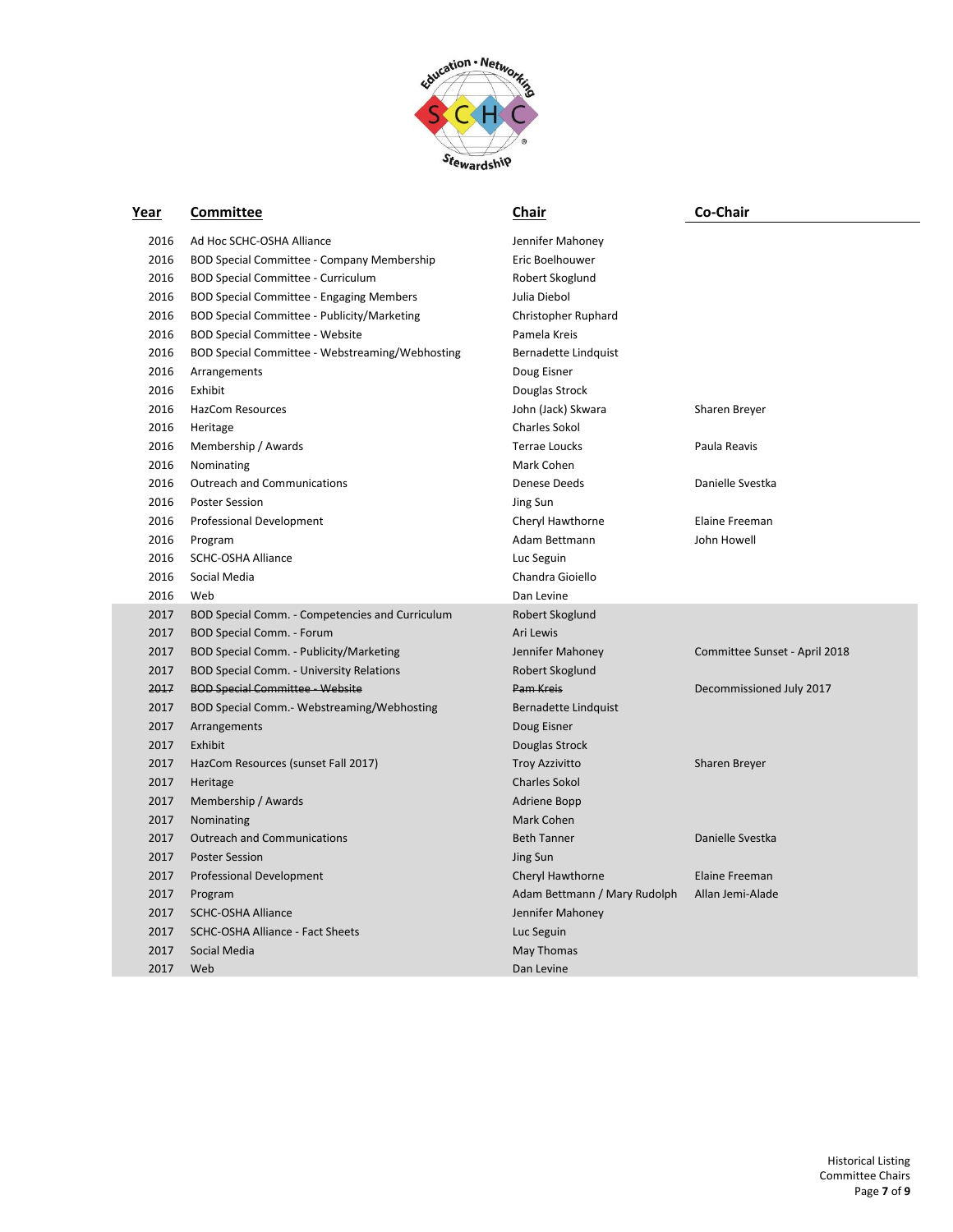| Year | Committee | Chair | Co-Chair |
|---|---|---|---|
| 2016 | Ad Hoc SCHC-OSHA Alliance | Jennifer Mahoney | |
| 2016 | BOD Special Committee - Company Membership | Eric Boelhouwer | |
| 2016 | BOD Special Committee - Curriculum | Robert Skoglund | |
| 2016 | BOD Special Committee - Engaging Members | Julia Diebol | |
| 2016 | BOD Special Committee - Publicity/Marketing | Christopher Ruphard | |
| 2016 | BOD Special Committee - Website | Pamela Kreis | |
| 2016 | BOD Special Committee - Webstreaming/Webhosting | Bernadette Lindquist | |
| 2016 | Arrangements | Doug Eisner | |
| 2016 | Exhibit | Douglas Strock | |
| 2016 | HazCom Resources | John (Jack) Skwara | Sharen Breyer |
| 2016 | Heritage | Charles Sokol | |
| 2016 | Membership / Awards | Terrae Loucks | Paula Reavis |
| 2016 | Nominating | Mark Cohen | |
| 2016 | Outreach and Communications | Denese Deeds | Danielle Svestka |
| 2016 | Poster Session | Jing Sun | |
| 2016 | Professional Development | Cheryl Hawthorne | Elaine Freeman |
| 2016 | Program | Adam Bettmann | John Howell |
| 2016 | SCHC-OSHA Alliance | Luc Seguin | |
| 2016 | Social Media | Chandra Gioiello | |
| 2016 | Web | Dan Levine | |
| 2017 | BOD Special Comm. - Competencies and Curriculum | Robert Skoglund | |
| 2017 | BOD Special Comm. - Forum | Ari Lewis | |
| 2017 | BOD Special Comm. - Publicity/Marketing | Jennifer Mahoney | Committee Sunset - April 2018 |
| 2017 | BOD Special Comm. - University Relations | Robert Skoglund | |
| ~~2017~~ | ~~BOD Special Committee - Website~~ | ~~Pam Kreis~~ | Decommissioned July 2017 |
| 2017 | BOD Special Comm.- Webstreaming/Webhosting | Bernadette Lindquist | |
| 2017 | Arrangements | Doug Eisner | |
| 2017 | Exhibit | Douglas Strock | |
| 2017 | HazCom Resources (sunset Fall 2017) | Troy Azzivitto | Sharen Breyer |
| 2017 | Heritage | Charles Sokol | |
| 2017 | Membership / Awards | Adriene Bopp | |
| 2017 | Nominating | Mark Cohen | |
| 2017 | Outreach and Communications | Beth Tanner | Danielle Svestka |
| 2017 | Poster Session | Jing Sun | |
| 2017 | Professional Development | Cheryl Hawthorne | Elaine Freeman |
| 2017 | Program | Adam Bettmann / Mary Rudolph | Allan Jemi-Alade |
| 2017 | SCHC-OSHA Alliance | Jennifer Mahoney | |
| 2017 | SCHC-OSHA Alliance - Fact Sheets | Luc Seguin | |
| 2017 | Social Media | May Thomas | |
| 2017 | Web | Dan Levine | |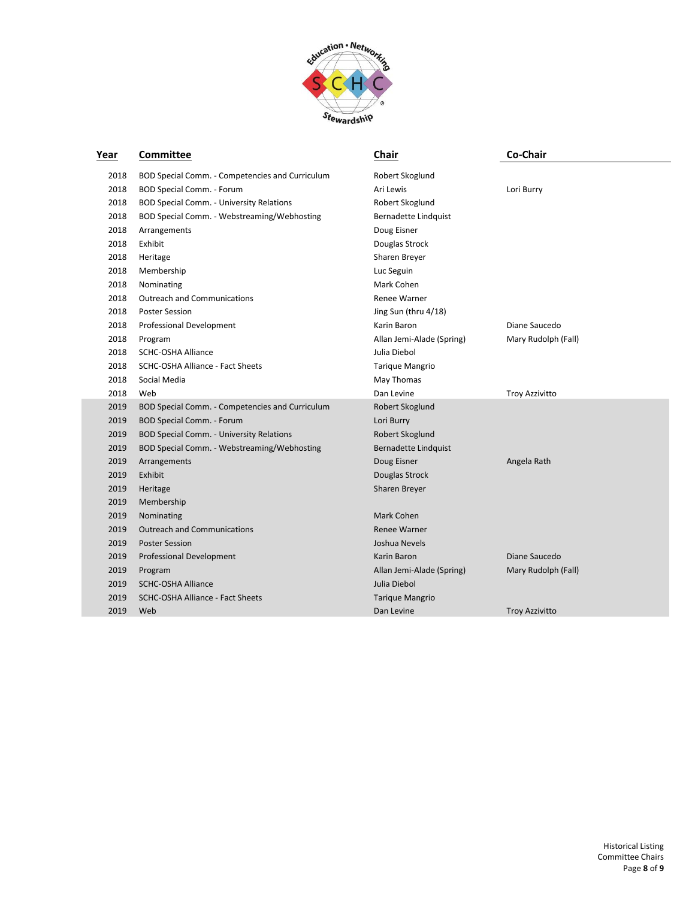| Year | Committee | Chair | Co-Chair |
| --- | --- | --- | --- |
| 2018 | BOD Special Comm. - Competencies and Curriculum | Robert Skoglund | |
| 2018 | BOD Special Comm. - Forum | Ari Lewis | Lori Burry |
| 2018 | BOD Special Comm. - University Relations | Robert Skoglund | |
| 2018 | BOD Special Comm. - Webstreaming/Webhosting | Bernadette Lindquist | |
| 2018 | Arrangements | Doug Eisner | |
| 2018 | Exhibit | Douglas Strock | |
| 2018 | Heritage | Sharen Breyer | |
| 2018 | Membership | Luc Seguin | |
| 2018 | Nominating | Mark Cohen | |
| 2018 | Outreach and Communications | Renee Warner | |
| 2018 | Poster Session | Jing Sun (thru 4/18) | |
| 2018 | Professional Development | Karin Baron | Diane Saucedo |
| 2018 | Program | Allan Jemi-Alade (Spring) | Mary Rudolph (Fall) |
| 2018 | SCHC-OSHA Alliance | Julia Diebol | |
| 2018 | SCHC-OSHA Alliance - Fact Sheets | Tarique Mangrio | |
| 2018 | Social Media | May Thomas | |
| 2018 | Web | Dan Levine | Troy Azzivitto |
| 2019 | BOD Special Comm. - Competencies and Curriculum | Robert Skoglund | |
| 2019 | BOD Special Comm. - Forum | Lori Burry | |
| 2019 | BOD Special Comm. - University Relations | Robert Skoglund | |
| 2019 | BOD Special Comm. - Webstreaming/Webhosting | Bernadette Lindquist | |
| 2019 | Arrangements | Doug Eisner | Angela Rath |
| 2019 | Exhibit | Douglas Strock | |
| 2019 | Heritage | Sharen Breyer | |
| 2019 | Membership | | |
| 2019 | Nominating | Mark Cohen | |
| 2019 | Outreach and Communications | Renee Warner | |
| 2019 | Poster Session | Joshua Nevels | |
| 2019 | Professional Development | Karin Baron | Diane Saucedo |
| 2019 | Program | Allan Jemi-Alade (Spring) | Mary Rudolph (Fall) |
| 2019 | SCHC-OSHA Alliance | Julia Diebol | |
| 2019 | SCHC-OSHA Alliance - Fact Sheets | Tarique Mangrio | |
| 2019 | Web | Dan Levine | Troy Azzivitto |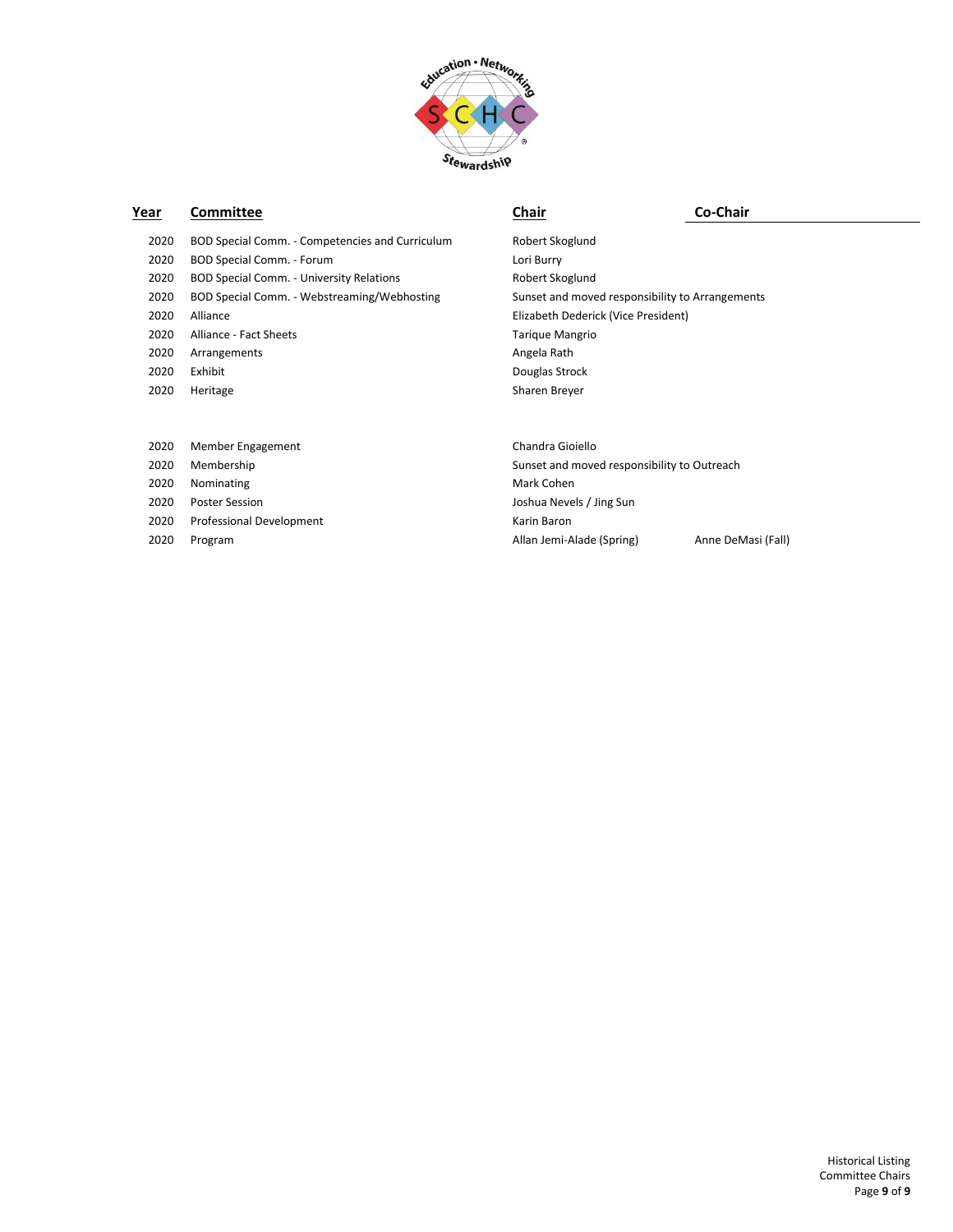| Year | Committee | Chair | Co-Chair |
|---|---|---|---|
| 2020 | BOD Special Comm. - Competencies and Curriculum | Robert Skoglund | |
| 2020 | BOD Special Comm. - Forum | Lori Burry | |
| 2020 | BOD Special Comm. - University Relations | Robert Skoglund | |
| 2020 | BOD Special Comm. - Webstreaming/Webhosting | Sunset and moved responsibility to Arrangements | |
| 2020 | Alliance | Elizabeth Dederick (Vice President) | |
| 2020 | Alliance - Fact Sheets | Tarique Mangrio | |
| 2020 | Arrangements | Angela Rath | |
| 2020 | Exhibit | Douglas Strock | |
| 2020 | Heritage | Sharen Breyer | |
| 2020 | Member Engagement | Chandra Gioiello | |
| 2020 | Membership | Sunset and moved responsibility to Outreach | |
| 2020 | Nominating | Mark Cohen | |
| 2020 | Poster Session | Joshua Nevels / Jing Sun | |
| 2020 | Professional Development | Karin Baron | |
| 2020 | Program | Allan Jemi-Alade (Spring) | Anne DeMasi (Fall) |

Historical Listing
Committee Chairs